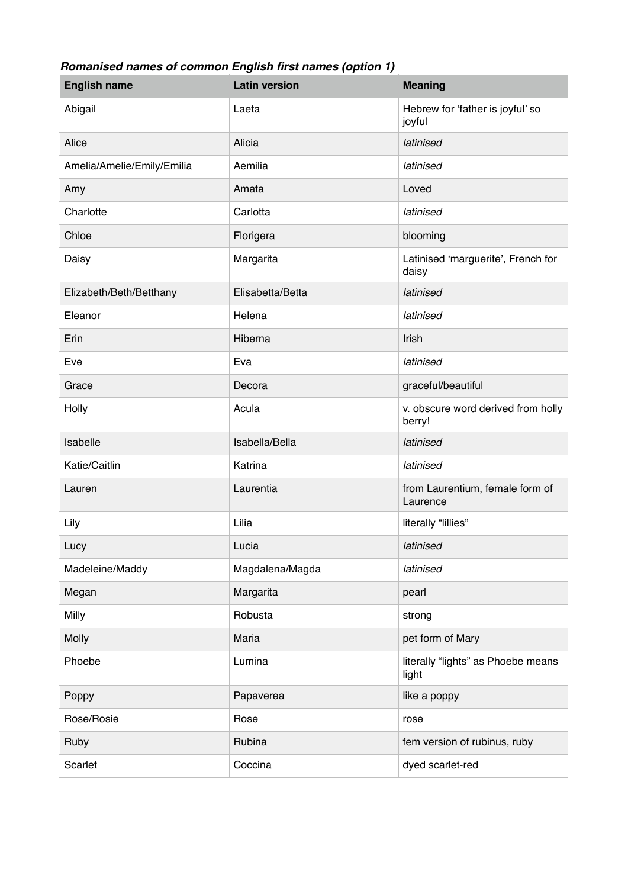***Romanised names of common English first names (option 1)***

| English name | Latin version | Meaning |
|---|---|---|
| Abigail | Laeta | Hebrew for 'father is joyful' so joyful |
| Alice | Alicia | *latinised* |
| Amelia/Amelie/Emily/Emilia | Aemilia | *latinised* |
| Amy | Amata | Loved |
| Charlotte | Carlotta | *latinised* |
| Chloe | Florigera | blooming |
| Daisy | Margarita | Latinised 'marguerite', French for daisy |
| Elizabeth/Beth/Betthany | Elisabetta/Betta | *latinised* |
| Eleanor | Helena | *latinised* |
| Erin | Hiberna | Irish |
| Eve | Eva | *latinised* |
| Grace | Decora | graceful/beautiful |
| Holly | Acula | v. obscure word derived from holly berry! |
| Isabelle | Isabella/Bella | *latinised* |
| Katie/Caitlin | Katrina | *latinised* |
| Lauren | Laurentia | from Laurentium, female form of Laurence |
| Lily | Lilia | literally "lillies" |
| Lucy | Lucia | *latinised* |
| Madeleine/Maddy | Magdalena/Magda | *latinised* |
| Megan | Margarita | pearl |
| Milly | Robusta | strong |
| Molly | Maria | pet form of Mary |
| Phoebe | Lumina | literally "lights" as Phoebe means light |
| Poppy | Papaverea | like a poppy |
| Rose/Rosie | Rose | rose |
| Ruby | Rubina | fem version of rubinus, ruby |
| Scarlet | Coccina | dyed scarlet-red |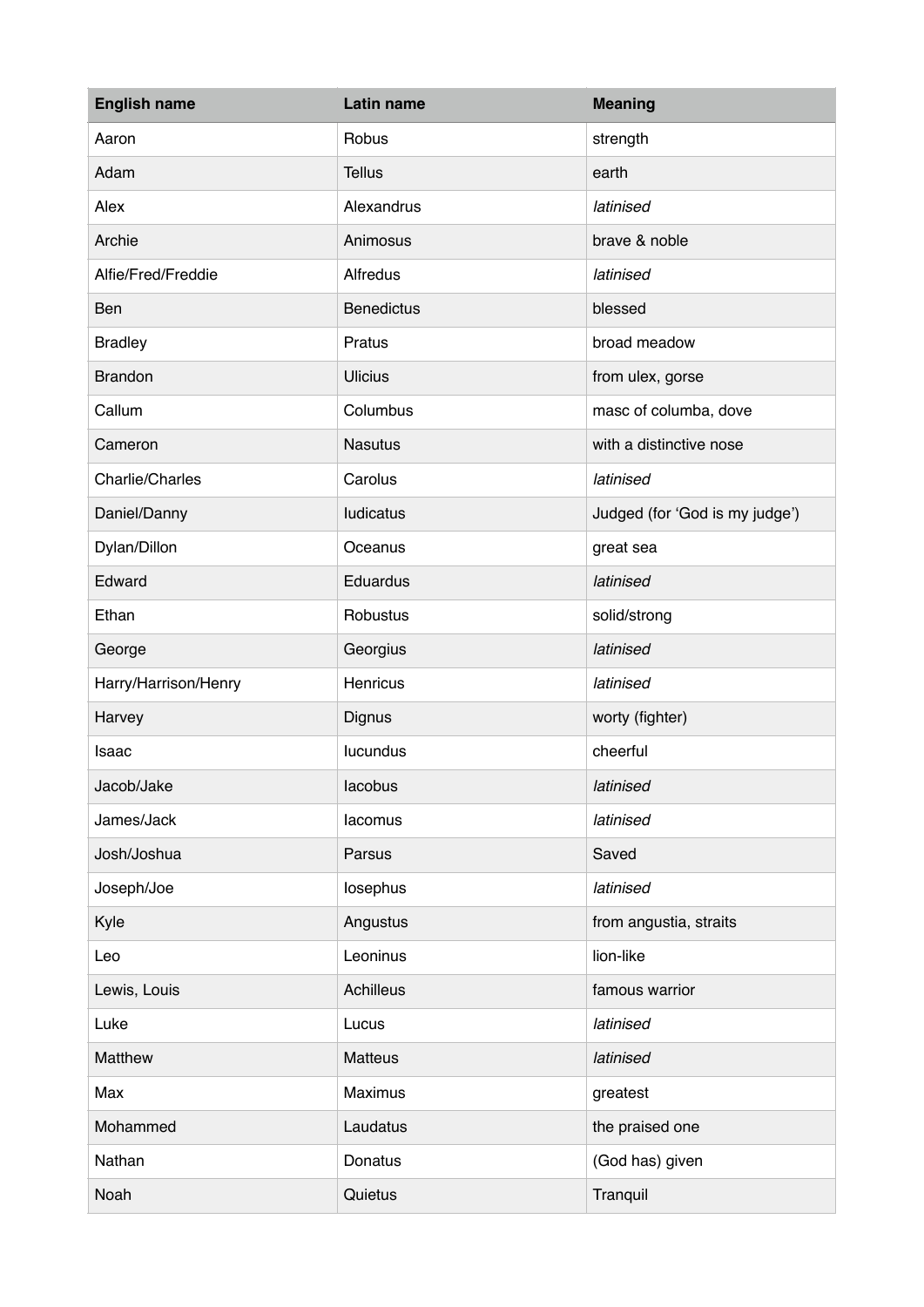| English name | Latin name | Meaning |
| --- | --- | --- |
| Aaron | Robus | strength |
| Adam | Tellus | earth |
| Alex | Alexandrus | *latinised* |
| Archie | Animosus | brave & noble |
| Alfie/Fred/Freddie | Alfredus | *latinised* |
| Ben | Benedictus | blessed |
| Bradley | Pratus | broad meadow |
| Brandon | Ulicius | from ulex, gorse |
| Callum | Columbus | masc of columba, dove |
| Cameron | Nasutus | with a distinctive nose |
| Charlie/Charles | Carolus | *latinised* |
| Daniel/Danny | Iudicatus | Judged (for 'God is my judge') |
| Dylan/Dillon | Oceanus | great sea |
| Edward | Eduardus | *latinised* |
| Ethan | Robustus | solid/strong |
| George | Georgius | *latinised* |
| Harry/Harrison/Henry | Henricus | *latinised* |
| Harvey | Dignus | worty (fighter) |
| Isaac | Iucundus | cheerful |
| Jacob/Jake | Iacobus | *latinised* |
| James/Jack | Iacomus | *latinised* |
| Josh/Joshua | Parsus | Saved |
| Joseph/Joe | Iosephus | *latinised* |
| Kyle | Angustus | from angustia, straits |
| Leo | Leoninus | lion-like |
| Lewis, Louis | Achilleus | famous warrior |
| Luke | Lucus | *latinised* |
| Matthew | Matteus | *latinised* |
| Max | Maximus | greatest |
| Mohammed | Laudatus | the praised one |
| Nathan | Donatus | (God has) given |
| Noah | Quietus | Tranquil |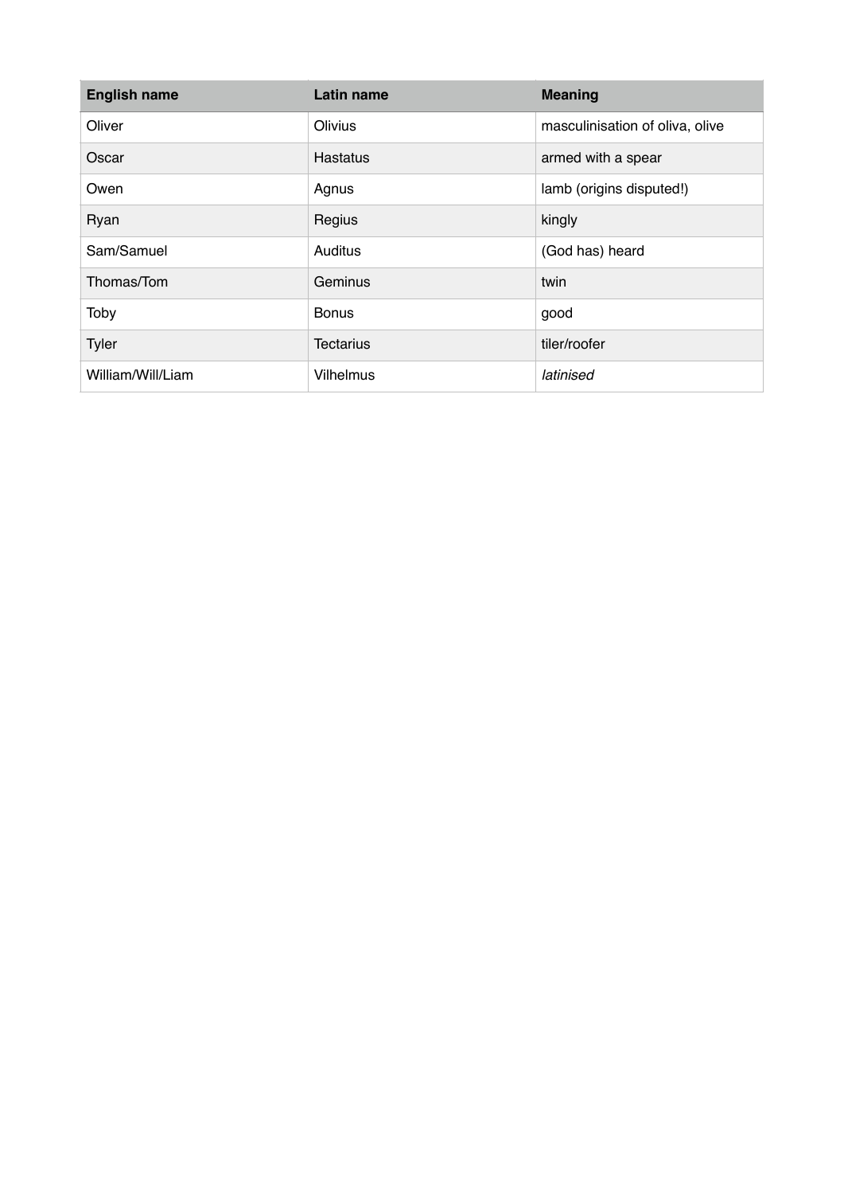| English name | Latin name | Meaning |
| --- | --- | --- |
| Oliver | Olivius | masculinisation of oliva, olive |
| Oscar | Hastatus | armed with a spear |
| Owen | Agnus | lamb (origins disputed!) |
| Ryan | Regius | kingly |
| Sam/Samuel | Auditus | (God has) heard |
| Thomas/Tom | Geminus | twin |
| Toby | Bonus | good |
| Tyler | Tectarius | tiler/roofer |
| William/Will/Liam | Vilhelmus | *latinised* |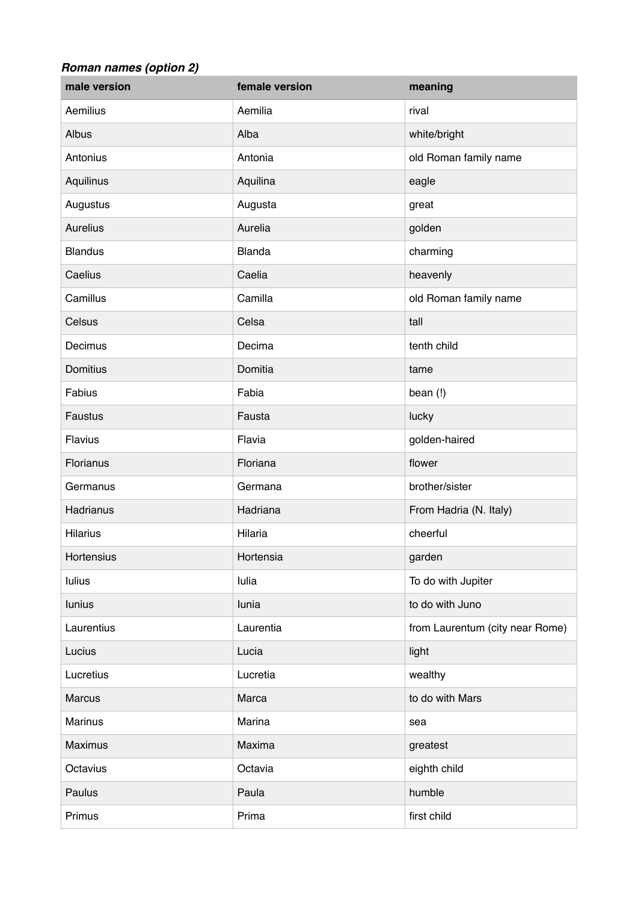***Roman names (option 2)***

| male version | female version | meaning |
| --- | --- | --- |
| Aemilius | Aemilia | rival |
| Albus | Alba | white/bright |
| Antonius | Antonia | old Roman family name |
| Aquilinus | Aquilina | eagle |
| Augustus | Augusta | great |
| Aurelius | Aurelia | golden |
| Blandus | Blanda | charming |
| Caelius | Caelia | heavenly |
| Camillus | Camilla | old Roman family name |
| Celsus | Celsa | tall |
| Decimus | Decima | tenth child |
| Domitius | Domitia | tame |
| Fabius | Fabia | bean (!) |
| Faustus | Fausta | lucky |
| Flavius | Flavia | golden-haired |
| Florianus | Floriana | flower |
| Germanus | Germana | brother/sister |
| Hadrianus | Hadriana | From Hadria (N. Italy) |
| Hilarius | Hilaria | cheerful |
| Hortensius | Hortensia | garden |
| Iulius | Iulia | To do with Jupiter |
| Iunius | Iunia | to do with Juno |
| Laurentius | Laurentia | from Laurentum (city near Rome) |
| Lucius | Lucia | light |
| Lucretius | Lucretia | wealthy |
| Marcus | Marca | to do with Mars |
| Marinus | Marina | sea |
| Maximus | Maxima | greatest |
| Octavius | Octavia | eighth child |
| Paulus | Paula | humble |
| Primus | Prima | first child |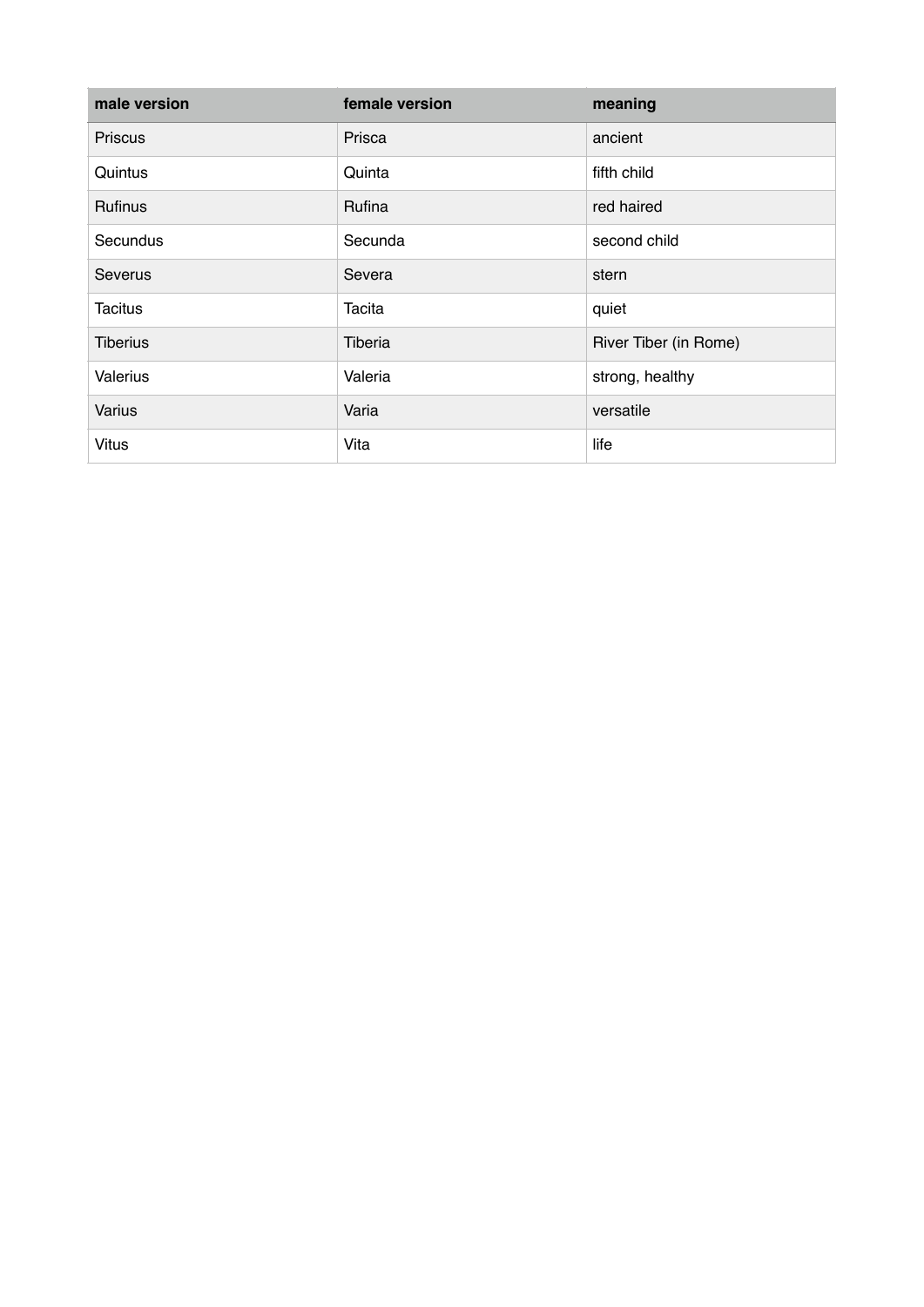| male version | female version | meaning |
|---|---|---|
| Priscus | Prisca | ancient |
| Quintus | Quinta | fifth child |
| Rufinus | Rufina | red haired |
| Secundus | Secunda | second child |
| Severus | Severa | stern |
| Tacitus | Tacita | quiet |
| Tiberius | Tiberia | River Tiber (in Rome) |
| Valerius | Valeria | strong, healthy |
| Varius | Varia | versatile |
| Vitus | Vita | life |